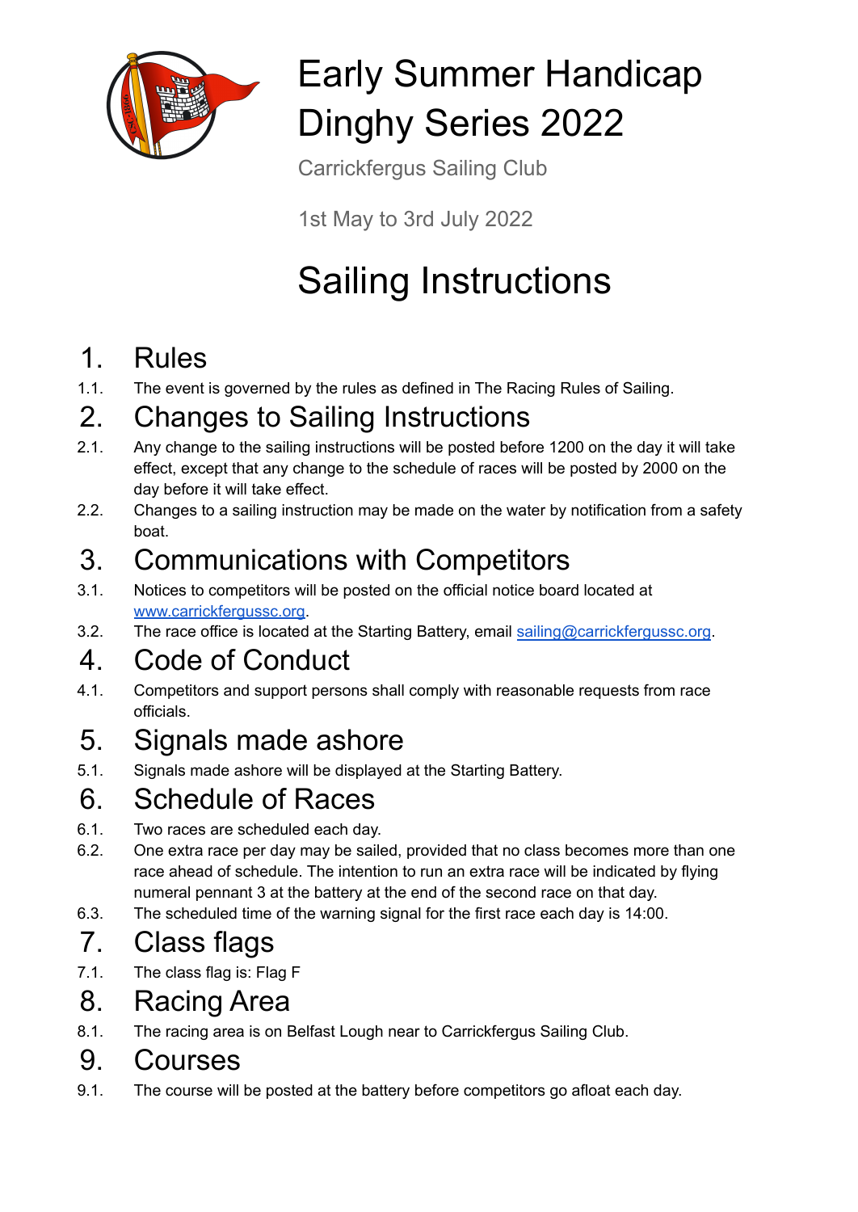# Early Summer Handicap Dinghy Series 2022

Carrickfergus Sailing Club

1st May to 3rd July 2022

# Sailing Instructions

## 1. Rules

1.1. The event is governed by the rules as defined in The Racing Rules of Sailing.

## 2. Changes to Sailing Instructions

2.1. Any change to the sailing instructions will be posted before 1200 on the day it will take effect, except that any change to the schedule of races will be posted by 2000 on the day before it will take effect.

2.2. Changes to a sailing instruction may be made on the water by notification from a safety boat.

## 3. Communications with Competitors

3.1. Notices to competitors will be posted on the official notice board located at www.carrickfergussc.org.

3.2. The race office is located at the Starting Battery, email sailing@carrickfergussc.org.

## 4. Code of Conduct

4.1. Competitors and support persons shall comply with reasonable requests from race officials.

## 5. Signals made ashore

5.1. Signals made ashore will be displayed at the Starting Battery.

## 6. Schedule of Races

6.1. Two races are scheduled each day.

6.2. One extra race per day may be sailed, provided that no class becomes more than one race ahead of schedule. The intention to run an extra race will be indicated by flying numeral pennant 3 at the battery at the end of the second race on that day.

6.3. The scheduled time of the warning signal for the first race each day is 14:00.

## 7. Class flags

7.1. The class flag is: Flag F

## 8. Racing Area

8.1. The racing area is on Belfast Lough near to Carrickfergus Sailing Club.

## 9. Courses

9.1. The course will be posted at the battery before competitors go afloat each day.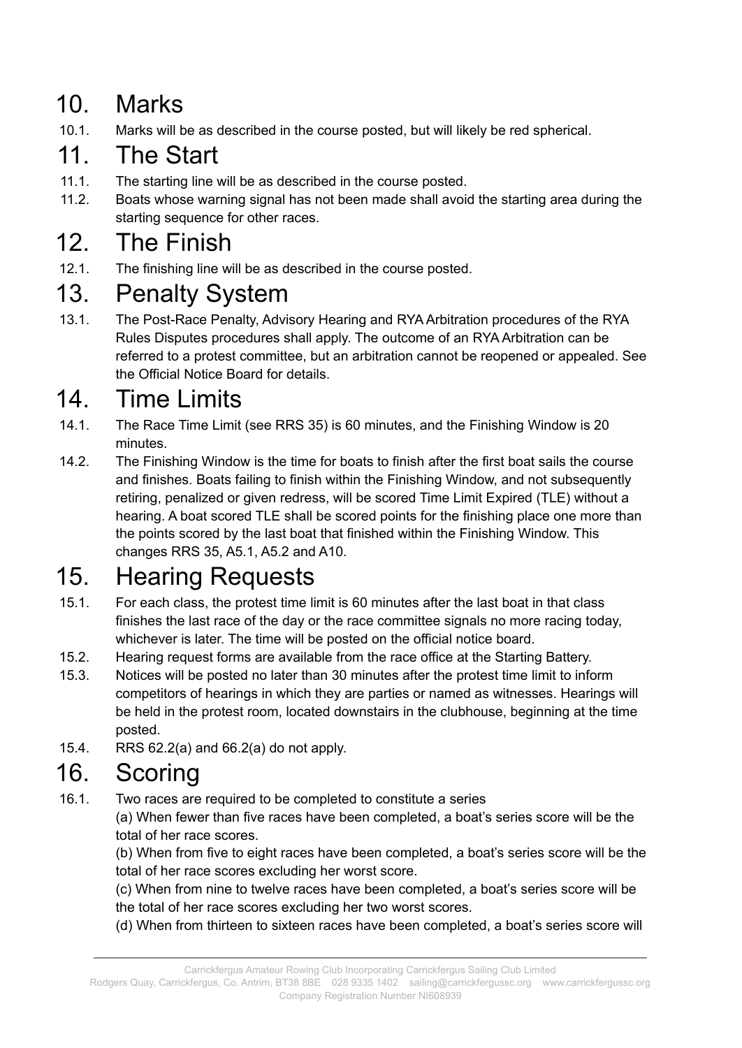## 10. Marks

10.1. Marks will be as described in the course posted, but will likely be red spherical.

## 11. The Start

11.1. The starting line will be as described in the course posted.

11.2. Boats whose warning signal has not been made shall avoid the starting area during the starting sequence for other races.

## 12. The Finish

12.1. The finishing line will be as described in the course posted.

## 13. Penalty System

13.1. The Post-Race Penalty, Advisory Hearing and RYA Arbitration procedures of the RYA Rules Disputes procedures shall apply. The outcome of an RYA Arbitration can be referred to a protest committee, but an arbitration cannot be reopened or appealed. See the Official Notice Board for details.

## 14. Time Limits

14.1. The Race Time Limit (see RRS 35) is 60 minutes, and the Finishing Window is 20 minutes.

14.2. The Finishing Window is the time for boats to finish after the first boat sails the course and finishes. Boats failing to finish within the Finishing Window, and not subsequently retiring, penalized or given redress, will be scored Time Limit Expired (TLE) without a hearing. A boat scored TLE shall be scored points for the finishing place one more than the points scored by the last boat that finished within the Finishing Window. This changes RRS 35, A5.1, A5.2 and A10.

## 15. Hearing Requests

15.1. For each class, the protest time limit is 60 minutes after the last boat in that class finishes the last race of the day or the race committee signals no more racing today, whichever is later. The time will be posted on the official notice board.

15.2. Hearing request forms are available from the race office at the Starting Battery.

15.3. Notices will be posted no later than 30 minutes after the protest time limit to inform competitors of hearings in which they are parties or named as witnesses. Hearings will be held in the protest room, located downstairs in the clubhouse, beginning at the time posted.

15.4. RRS 62.2(a) and 66.2(a) do not apply.

## 16. Scoring

16.1. Two races are required to be completed to constitute a series

(a) When fewer than five races have been completed, a boat's series score will be the total of her race scores.

(b) When from five to eight races have been completed, a boat's series score will be the total of her race scores excluding her worst score.

(c) When from nine to twelve races have been completed, a boat's series score will be the total of her race scores excluding her two worst scores.

(d) When from thirteen to sixteen races have been completed, a boat's series score will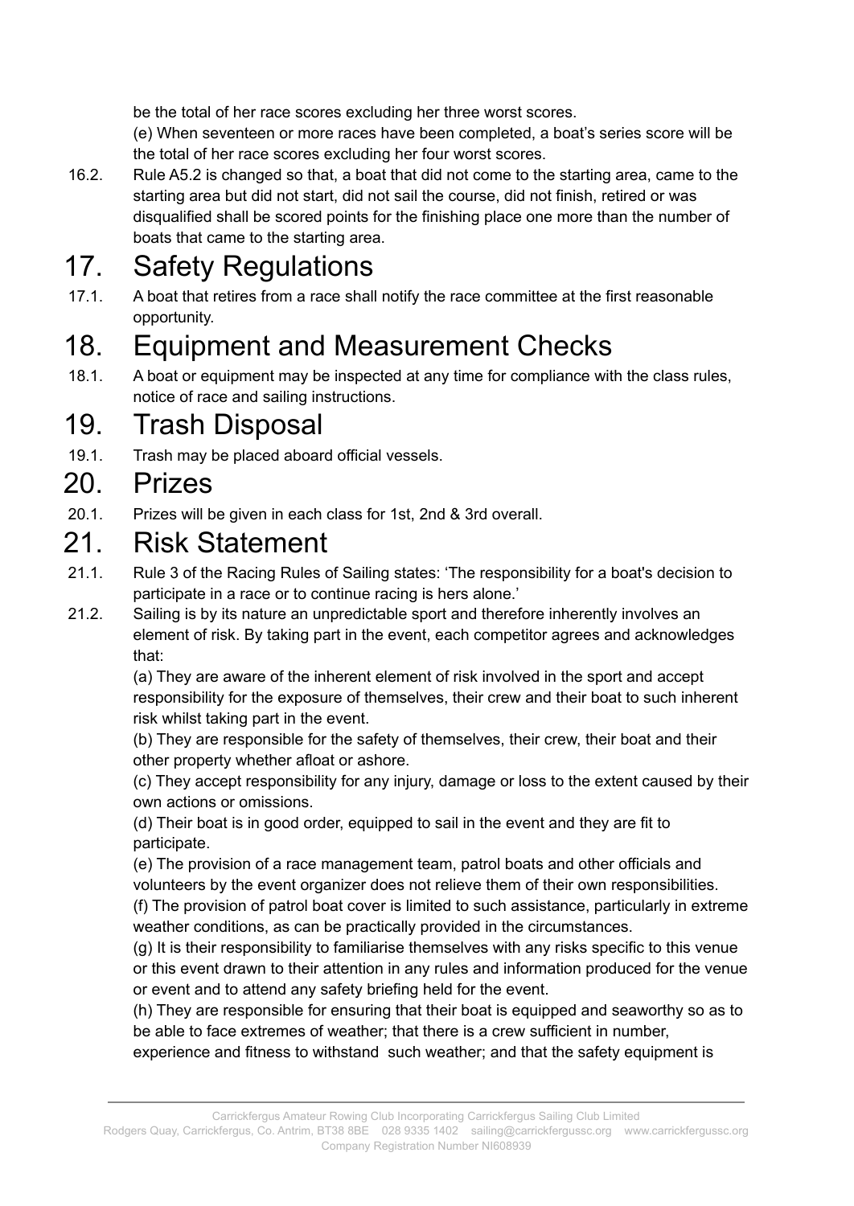be the total of her race scores excluding her three worst scores.

(e) When seventeen or more races have been completed, a boat's series score will be the total of her race scores excluding her four worst scores.

16.2. Rule A5.2 is changed so that, a boat that did not come to the starting area, came to the starting area but did not start, did not sail the course, did not finish, retired or was disqualified shall be scored points for the finishing place one more than the number of boats that came to the starting area.

# 17. Safety Regulations

17.1. A boat that retires from a race shall notify the race committee at the first reasonable opportunity.

# 18. Equipment and Measurement Checks

18.1. A boat or equipment may be inspected at any time for compliance with the class rules, notice of race and sailing instructions.

# 19. Trash Disposal

19.1. Trash may be placed aboard official vessels.

# 20. Prizes

20.1. Prizes will be given in each class for 1st, 2nd & 3rd overall.

# 21. Risk Statement

21.1. Rule 3 of the Racing Rules of Sailing states: 'The responsibility for a boat's decision to participate in a race or to continue racing is hers alone.'

21.2. Sailing is by its nature an unpredictable sport and therefore inherently involves an element of risk. By taking part in the event, each competitor agrees and acknowledges that:

(a) They are aware of the inherent element of risk involved in the sport and accept responsibility for the exposure of themselves, their crew and their boat to such inherent risk whilst taking part in the event.

(b) They are responsible for the safety of themselves, their crew, their boat and their other property whether afloat or ashore.

(c) They accept responsibility for any injury, damage or loss to the extent caused by their own actions or omissions.

(d) Their boat is in good order, equipped to sail in the event and they are fit to participate.

(e) The provision of a race management team, patrol boats and other officials and volunteers by the event organizer does not relieve them of their own responsibilities.

(f) The provision of patrol boat cover is limited to such assistance, particularly in extreme weather conditions, as can be practically provided in the circumstances.

(g) It is their responsibility to familiarise themselves with any risks specific to this venue or this event drawn to their attention in any rules and information produced for the venue or event and to attend any safety briefing held for the event.

(h) They are responsible for ensuring that their boat is equipped and seaworthy so as to be able to face extremes of weather; that there is a crew sufficient in number, experience and fitness to withstand such weather; and that the safety equipment is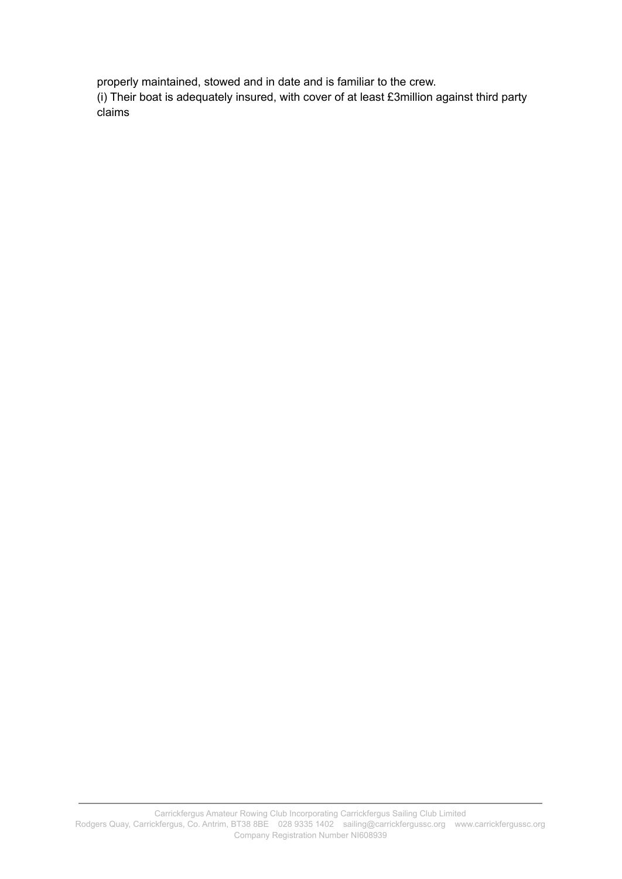properly maintained, stowed and in date and is familiar to the crew.

(i) Their boat is adequately insured, with cover of at least £3million against third party claims